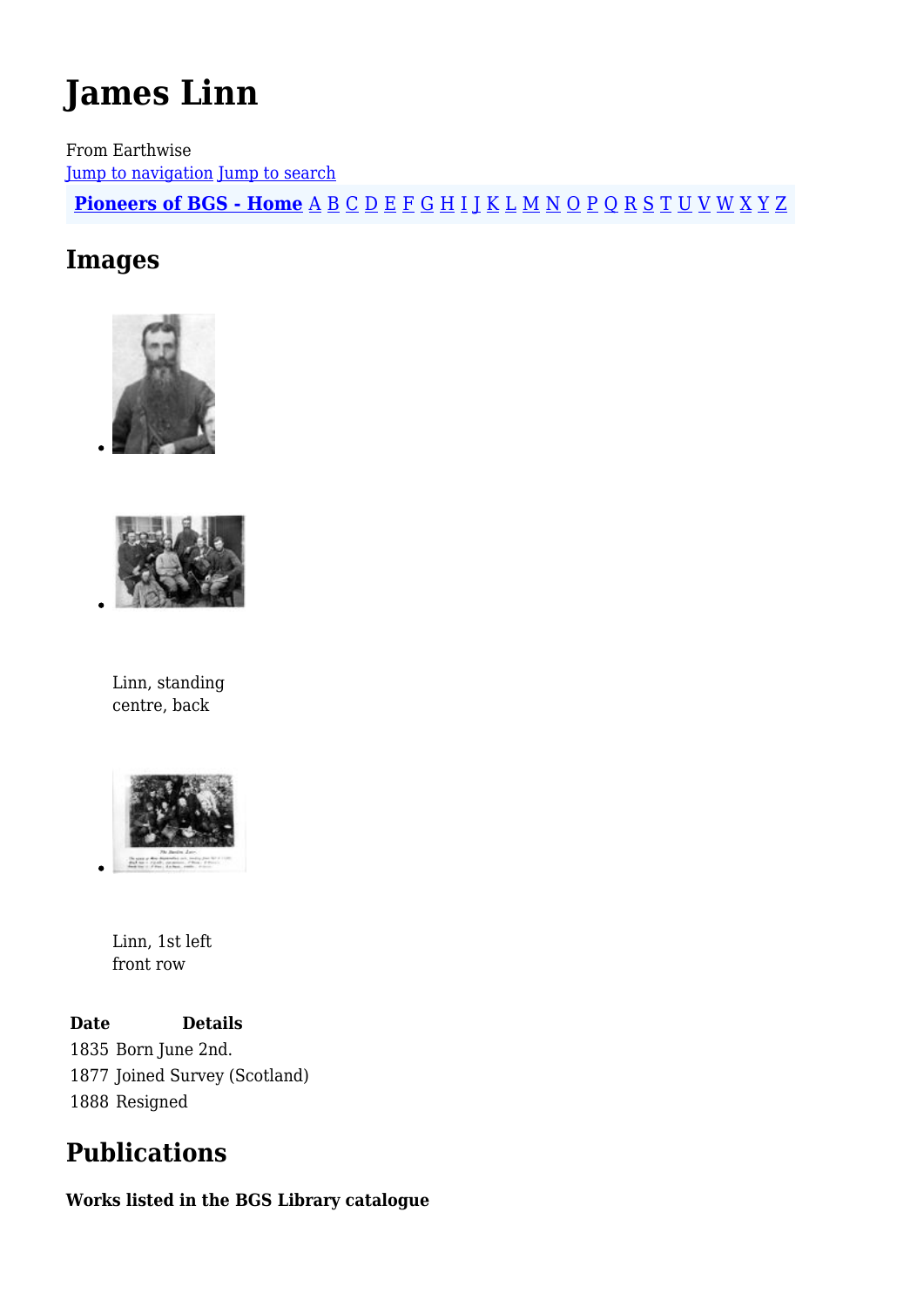# James Linn

From Earthwise

Jump to navigation Jump to search

**Pioneers of BGS - Home** A B C D E F G H I J K L M N O P Q R S T U V W X Y Z

## Images

Linn, standing centre, back

Linn, 1st left front row

| Date | Details |
| --- | --- |
| 1835 | Born June 2nd. |
| 1877 | Joined Survey (Scotland) |
| 1888 | Resigned |

## Publications

**Works listed in the BGS Library catalogue**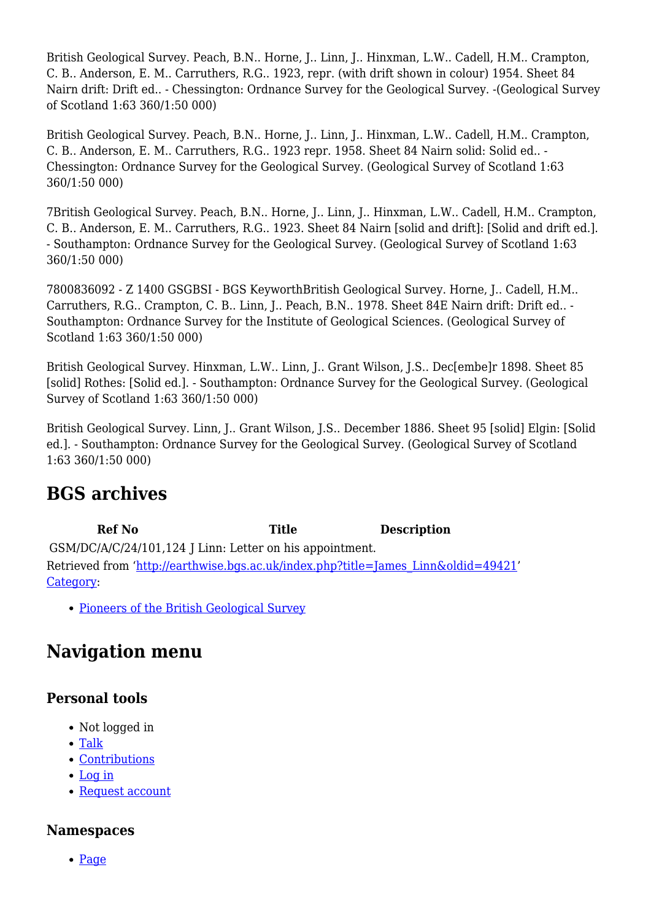British Geological Survey. Peach, B.N.. Horne, J.. Linn, J.. Hinxman, L.W.. Cadell, H.M.. Crampton, C. B.. Anderson, E. M.. Carruthers, R.G.. 1923, repr. (with drift shown in colour) 1954. Sheet 84 Nairn drift: Drift ed.. - Chessington: Ordnance Survey for the Geological Survey. -(Geological Survey of Scotland 1:63 360/1:50 000)

British Geological Survey. Peach, B.N.. Horne, J.. Linn, J.. Hinxman, L.W.. Cadell, H.M.. Crampton, C. B.. Anderson, E. M.. Carruthers, R.G.. 1923 repr. 1958. Sheet 84 Nairn solid: Solid ed.. - Chessington: Ordnance Survey for the Geological Survey. (Geological Survey of Scotland 1:63 360/1:50 000)

7British Geological Survey. Peach, B.N.. Horne, J.. Linn, J.. Hinxman, L.W.. Cadell, H.M.. Crampton, C. B.. Anderson, E. M.. Carruthers, R.G.. 1923. Sheet 84 Nairn [solid and drift]: [Solid and drift ed.]. - Southampton: Ordnance Survey for the Geological Survey. (Geological Survey of Scotland 1:63 360/1:50 000)

7800836092 - Z 1400 GSGBSI - BGS KeyworthBritish Geological Survey. Horne, J.. Cadell, H.M.. Carruthers, R.G.. Crampton, C. B.. Linn, J.. Peach, B.N.. 1978. Sheet 84E Nairn drift: Drift ed.. - Southampton: Ordnance Survey for the Institute of Geological Sciences. (Geological Survey of Scotland 1:63 360/1:50 000)

British Geological Survey. Hinxman, L.W.. Linn, J.. Grant Wilson, J.S.. Dec[embe]r 1898. Sheet 85 [solid] Rothes: [Solid ed.]. - Southampton: Ordnance Survey for the Geological Survey. (Geological Survey of Scotland 1:63 360/1:50 000)

British Geological Survey. Linn, J.. Grant Wilson, J.S.. December 1886. Sheet 95 [solid] Elgin: [Solid ed.]. - Southampton: Ordnance Survey for the Geological Survey. (Geological Survey of Scotland 1:63 360/1:50 000)

## BGS archives

| Ref No | Title | Description |
|---|---|---|
| GSM/DC/A/C/24/101,124 | J Linn: Letter on his appointment. | |

Retrieved from 'http://earthwise.bgs.ac.uk/index.php?title=James_Linn&oldid=49421'
Category:

- Pioneers of the British Geological Survey

## Navigation menu

### Personal tools

- Not logged in
- Talk
- Contributions
- Log in
- Request account

### Namespaces

- Page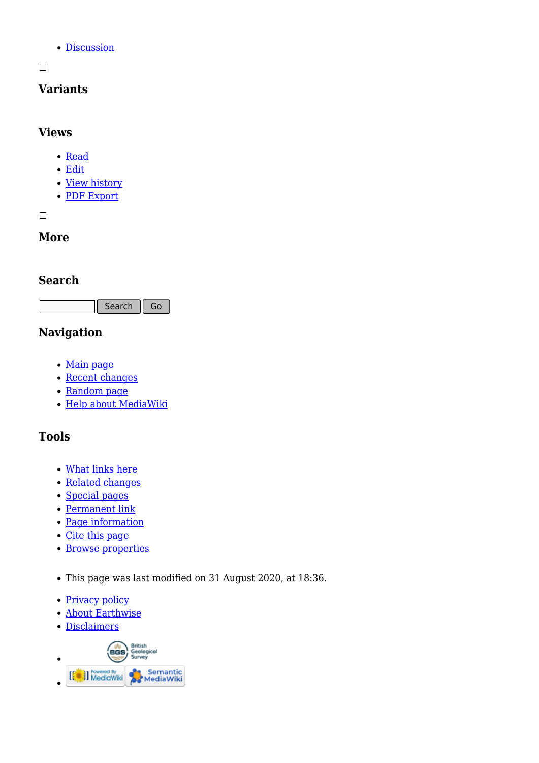- Discussion

☐

### Variants

### Views

- Read
- Edit
- View history
- PDF Export

☐

### More

### Search

Search Go

### Navigation

- Main page
- Recent changes
- Random page
- Help about MediaWiki

### Tools

- What links here
- Related changes
- Special pages
- Permanent link
- Page information
- Cite this page
- Browse properties

- This page was last modified on 31 August 2020, at 18:36.

- Privacy policy
- About Earthwise
- Disclaimers